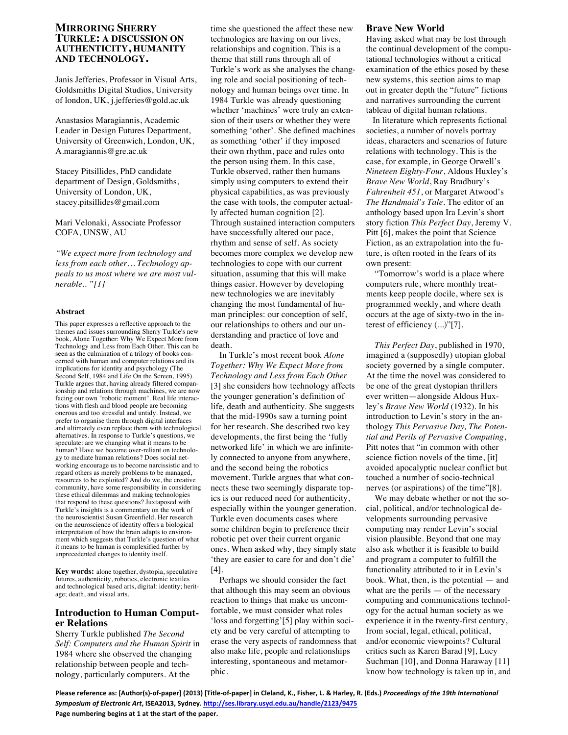# Mirroring Sherry Turkle: A Discussion on Authenticity, Humanity and Technology.

Janis Jefferies, Professor in Visual Arts, Goldsmiths Digital Studios, University of london, UK, j.jefferies@gold.ac.uk

Anastasios Maragiannis, Academic Leader in Design Futures Department, University of Greenwich, London, UK, A.maragiannis@gre.ac.uk

Stacey Pitsillides, PhD candidate department of Design, Goldsmiths, University of London, UK, stacey.pitsillides@gmail.com

Mari Velonaki, Associate Professor COFA, UNSW, AU

*"We expect more from technology and less from each other… Technology appeals to us most where we are most vulnerable.. "[1]*

### Abstract

This paper expresses a reflective approach to the themes and issues surrounding Sherry Turkle's new book, Alone Together: Why We Expect More from Technology and Less from Each Other. This can be seen as the culmination of a trilogy of books concerned with human and computer relations and its implications for identity and psychology (The Second Self, 1984 and Life On the Screen, 1995). Turkle argues that, having already filtered companionship and relations through machines, we are now facing our own "robotic moment". Real life interactions with flesh and blood people are becoming onerous and too stressful and untidy. Instead, we prefer to organise them through digital interfaces and ultimately even replace them with technological alternatives. In response to Turkle's questions, we speculate: are we changing what it means to be human? Have we become over-reliant on technology to mediate human relations? Does social networking encourage us to become narcissistic and to regard others as merely problems to be managed, resources to be exploited? And do we, the creative community, have some responsibility in considering these ethical dilemmas and making technologies that respond to these questions? Juxtaposed with Turkle's insights is a commentary on the work of the neuroscientist Susan Greenfield. Her research on the neuroscience of identity offers a biological interpretation of how the brain adapts to environment which suggests that Turkle's question of what it means to be human is complexified further by unprecedented changes to identity itself.

**Key words:** alone together, dystopia, speculative futures, authenticity, robotics, electronic textiles and technological based arts, digital: identity; heritage; death, and visual arts.

## Introduction to Human Computer Relations

Sherry Turkle published *The Second Self: Computers and the Human Spirit* in 1984 where she observed the changing relationship between people and technology, particularly computers. At the time she questioned the affect these new technologies are having on our lives, relationships and cognition. This is a theme that still runs through all of Turkle's work as she analyses the changing role and social positioning of technology and human beings over time. In 1984 Turkle was already questioning whether 'machines' were truly an extension of their users or whether they were something 'other'. She defined machines as something 'other' if they imposed their own rhythm, pace and rules onto the person using them. In this case, Turkle observed, rather then humans simply using computers to extend their physical capabilities, as was previously the case with tools, the computer actually affected human cognition [2]. Through sustained interaction computers have successfully altered our pace, rhythm and sense of self. As society becomes more complex we develop new technologies to cope with our current situation, assuming that this will make things easier. However by developing new technologies we are inevitably changing the most fundamental of human principles: our conception of self, our relationships to others and our understanding and practice of love and death.

In Turkle's most recent book *Alone Together: Why We Expect More from Technology and Less from Each Other* [3] she considers how technology affects the younger generation's definition of life, death and authenticity. She suggests that the mid-1990s saw a turning point for her research. She described two key developments, the first being the 'fully networked life' in which we are infinitely connected to anyone from anywhere, and the second being the robotics movement. Turkle argues that what connects these two seemingly disparate topics is our reduced need for authenticity, especially within the younger generation. Turkle even documents cases where some children begin to preference their robotic pet over their current organic ones. When asked why, they simply state 'they are easier to care for and don't die' [4].

Perhaps we should consider the fact that although this may seem an obvious reaction to things that make us uncomfortable, we must consider what roles 'loss and forgetting'[5] play within society and be very careful of attempting to erase the very aspects of randomness that also make life, people and relationships interesting, spontaneous and metamorphic.

## Brave New World

Having asked what may be lost through the continual development of the computational technologies without a critical examination of the ethics posed by these new systems, this section aims to map out in greater depth the "future" fictions and narratives surrounding the current tableau of digital human relations.

In literature which represents fictional societies, a number of novels portray ideas, characters and scenarios of future relations with technology. This is the case, for example, in George Orwell's *Nineteen Eighty-Four*, Aldous Huxley's *Brave New World*, Ray Bradbury's *Fahrenheit 451*, or Margaret Atwood's *The Handmaid's Tale*. The editor of an anthology based upon Ira Levin's short story fiction *This Perfect Day*, Jeremy V. Pitt [6], makes the point that Science Fiction, as an extrapolation into the future, is often rooted in the fears of its own present:

"Tomorrow's world is a place where computers rule, where monthly treatments keep people docile, where sex is programmed weekly, and where death occurs at the age of sixty-two in the interest of efficiency (...)"[7].

*This Perfect Day*, published in 1970, imagined a (supposedly) utopian global society governed by a single computer. At the time the novel was considered to be one of the great dystopian thrillers ever written—alongside Aldous Huxley's *Brave New World* (1932). In his introduction to Levin's story in the anthology *This Pervasive Day, The Potential and Perils of Pervasive Computing*, Pitt notes that "in common with other science fiction novels of the time, [it] avoided apocalyptic nuclear conflict but touched a number of socio-technical nerves (or aspirations) of the time"[8].

We may debate whether or not the social, political, and/or technological developments surrounding pervasive computing may render Levin's social vision plausible. Beyond that one may also ask whether it is feasible to build and program a computer to fulfill the functionality attributed to it in Levin's book. What, then, is the potential — and what are the perils — of the necessary computing and communications technology for the actual human society as we experience it in the twenty-first century, from social, legal, ethical, political, and/or economic viewpoints? Cultural critics such as Karen Barad [9], Lucy Suchman [10], and Donna Haraway [11] know how technology is taken up in, and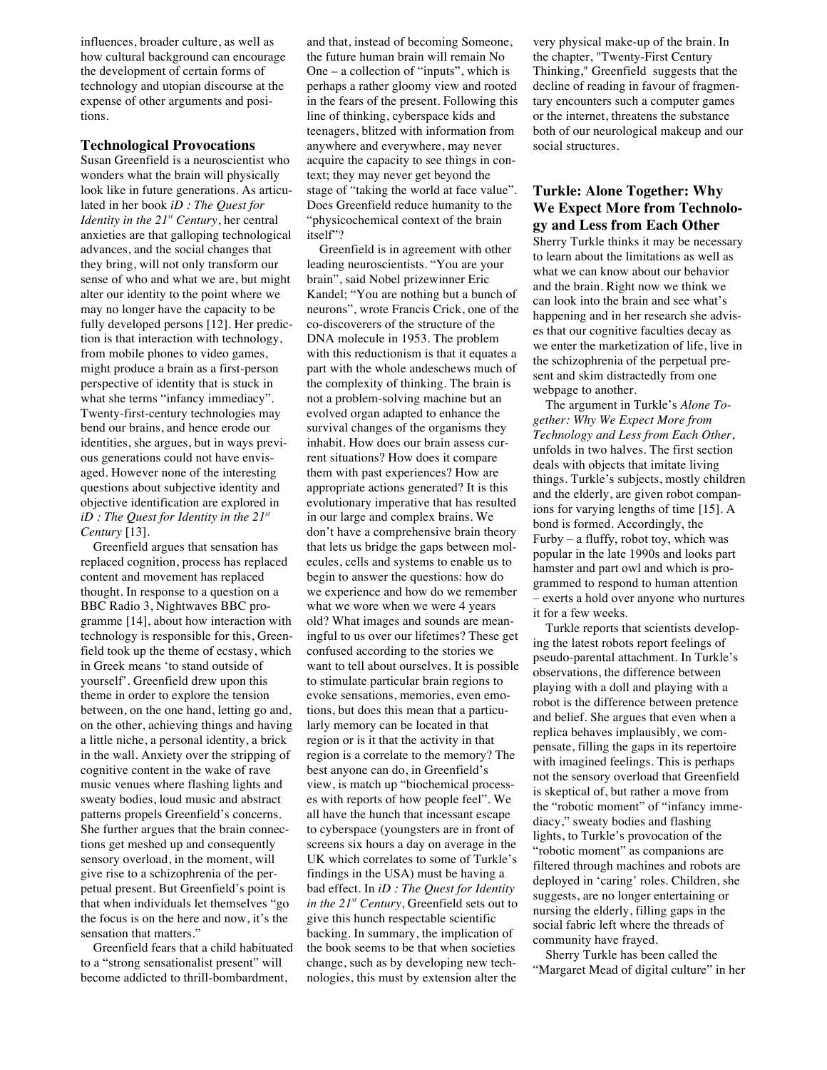influences, broader culture, as well as how cultural background can encourage the development of certain forms of technology and utopian discourse at the expense of other arguments and positions.

### Technological Provocations

Susan Greenfield is a neuroscientist who wonders what the brain will physically look like in future generations. As articulated in her book *iD : The Quest for Identity in the 21st Century*, her central anxieties are that galloping technological advances, and the social changes that they bring, will not only transform our sense of who and what we are, but might alter our identity to the point where we may no longer have the capacity to be fully developed persons [12]. Her prediction is that interaction with technology, from mobile phones to video games, might produce a brain as a first-person perspective of identity that is stuck in what she terms "infancy immediacy". Twenty-first-century technologies may bend our brains, and hence erode our identities, she argues, but in ways previous generations could not have envisaged. However none of the interesting questions about subjective identity and objective identification are explored in *iD : The Quest for Identity in the 21st Century* [13].

Greenfield argues that sensation has replaced cognition, process has replaced content and movement has replaced thought. In response to a question on a BBC Radio 3, Nightwaves BBC programme [14], about how interaction with technology is responsible for this, Greenfield took up the theme of ecstasy, which in Greek means 'to stand outside of yourself'. Greenfield drew upon this theme in order to explore the tension between, on the one hand, letting go and, on the other, achieving things and having a little niche, a personal identity, a brick in the wall. Anxiety over the stripping of cognitive content in the wake of rave music venues where flashing lights and sweaty bodies, loud music and abstract patterns propels Greenfield's concerns. She further argues that the brain connections get meshed up and consequently sensory overload, in the moment, will give rise to a schizophrenia of the perpetual present. But Greenfield's point is that when individuals let themselves "go the focus is on the here and now, it's the sensation that matters."

Greenfield fears that a child habituated to a "strong sensationalist present" will become addicted to thrill-bombardment, and that, instead of becoming Someone, the future human brain will remain No One – a collection of "inputs", which is perhaps a rather gloomy view and rooted in the fears of the present. Following this line of thinking, cyberspace kids and teenagers, blitzed with information from anywhere and everywhere, may never acquire the capacity to see things in context; they may never get beyond the stage of "taking the world at face value". Does Greenfield reduce humanity to the "physicochemical context of the brain itself"?

Greenfield is in agreement with other leading neuroscientists. "You are your brain", said Nobel prizewinner Eric Kandel; "You are nothing but a bunch of neurons", wrote Francis Crick, one of the co-discoverers of the structure of the DNA molecule in 1953. The problem with this reductionism is that it equates a part with the whole andeschews much of the complexity of thinking. The brain is not a problem-solving machine but an evolved organ adapted to enhance the survival changes of the organisms they inhabit. How does our brain assess current situations? How does it compare them with past experiences? How are appropriate actions generated? It is this evolutionary imperative that has resulted in our large and complex brains. We don't have a comprehensive brain theory that lets us bridge the gaps between molecules, cells and systems to enable us to begin to answer the questions: how do we experience and how do we remember what we wore when we were 4 years old? What images and sounds are meaningful to us over our lifetimes? These get confused according to the stories we want to tell about ourselves. It is possible to stimulate particular brain regions to evoke sensations, memories, even emotions, but does this mean that a particularly memory can be located in that region or is it that the activity in that region is a correlate to the memory? The best anyone can do, in Greenfield's view, is match up "biochemical processes with reports of how people feel". We all have the hunch that incessant escape to cyberspace (youngsters are in front of screens six hours a day on average in the UK which correlates to some of Turkle's findings in the USA) must be having a bad effect. In *iD : The Quest for Identity in the 21st Century*, Greenfield sets out to give this hunch respectable scientific backing. In summary, the implication of the book seems to be that when societies change, such as by developing new technologies, this must by extension alter the very physical make-up of the brain. In the chapter, "Twenty-First Century Thinking," Greenfield suggests that the decline of reading in favour of fragmentary encounters such a computer games or the internet, threatens the substance both of our neurological makeup and our social structures.

### Turkle: Alone Together: Why We Expect More from Technology and Less from Each Other

Sherry Turkle thinks it may be necessary to learn about the limitations as well as what we can know about our behavior and the brain. Right now we think we can look into the brain and see what's happening and in her research she advises that our cognitive faculties decay as we enter the marketization of life, live in the schizophrenia of the perpetual present and skim distractedly from one webpage to another.

The argument in Turkle's *Alone Together: Why We Expect More from Technology and Less from Each Other*, unfolds in two halves. The first section deals with objects that imitate living things. Turkle's subjects, mostly children and the elderly, are given robot companions for varying lengths of time [15]. A bond is formed. Accordingly, the Furby – a fluffy, robot toy, which was popular in the late 1990s and looks part hamster and part owl and which is programmed to respond to human attention – exerts a hold over anyone who nurtures it for a few weeks.

Turkle reports that scientists developing the latest robots report feelings of pseudo-parental attachment. In Turkle's observations, the difference between playing with a doll and playing with a robot is the difference between pretence and belief. She argues that even when a replica behaves implausibly, we compensate, filling the gaps in its repertoire with imagined feelings. This is perhaps not the sensory overload that Greenfield is skeptical of, but rather a move from the "robotic moment" of "infancy immediacy," sweaty bodies and flashing lights, to Turkle's provocation of the "robotic moment" as companions are filtered through machines and robots are deployed in 'caring' roles. Children, she suggests, are no longer entertaining or nursing the elderly, filling gaps in the social fabric left where the threads of community have frayed.

Sherry Turkle has been called the "Margaret Mead of digital culture" in her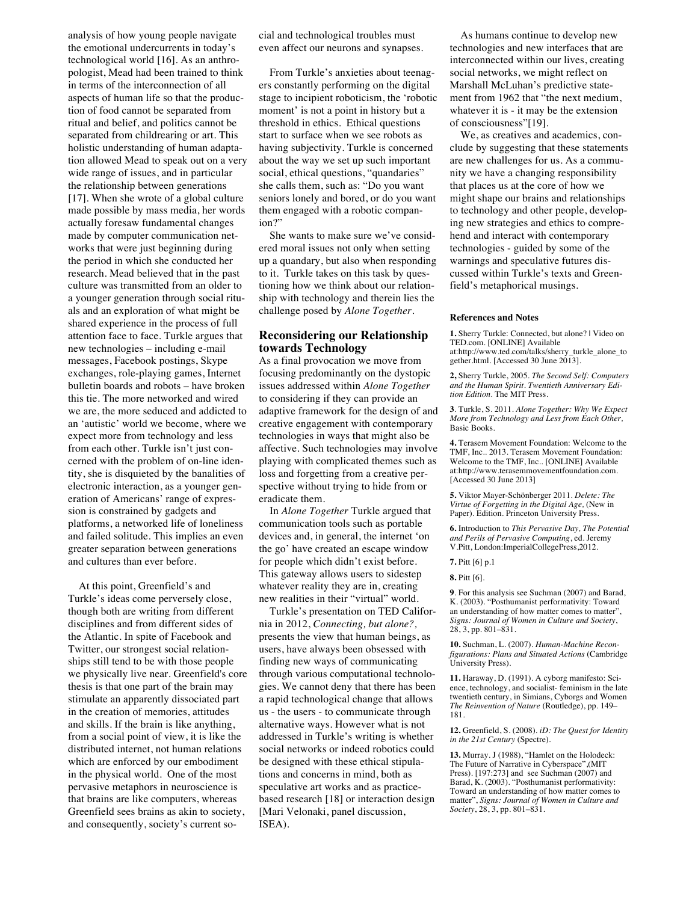analysis of how young people navigate the emotional undercurrents in today's technological world [16]. As an anthropologist, Mead had been trained to think in terms of the interconnection of all aspects of human life so that the production of food cannot be separated from ritual and belief, and politics cannot be separated from childrearing or art. This holistic understanding of human adaptation allowed Mead to speak out on a very wide range of issues, and in particular the relationship between generations [17]. When she wrote of a global culture made possible by mass media, her words actually foresaw fundamental changes made by computer communication networks that were just beginning during the period in which she conducted her research. Mead believed that in the past culture was transmitted from an older to a younger generation through social rituals and an exploration of what might be shared experience in the process of full attention face to face. Turkle argues that new technologies – including e-mail messages, Facebook postings, Skype exchanges, role-playing games, Internet bulletin boards and robots – have broken this tie. The more networked and wired we are, the more seduced and addicted to an 'autistic' world we become, where we expect more from technology and less from each other. Turkle isn't just concerned with the problem of on-line identity, she is disquieted by the banalities of electronic interaction, as a younger generation of Americans' range of expression is constrained by gadgets and platforms, a networked life of loneliness and failed solitude. This implies an even greater separation between generations and cultures than ever before.

At this point, Greenfield's and Turkle's ideas come perversely close, though both are writing from different disciplines and from different sides of the Atlantic. In spite of Facebook and Twitter, our strongest social relationships still tend to be with those people we physically live near. Greenfield's core thesis is that one part of the brain may stimulate an apparently dissociated part in the creation of memories, attitudes and skills. If the brain is like anything, from a social point of view, it is like the distributed internet, not human relations which are enforced by our embodiment in the physical world. One of the most pervasive metaphors in neuroscience is that brains are like computers, whereas Greenfield sees brains as akin to society, and consequently, society's current social and technological troubles must even affect our neurons and synapses.

From Turkle's anxieties about teenagers constantly performing on the digital stage to incipient roboticism, the 'robotic moment' is not a point in history but a threshold in ethics. Ethical questions start to surface when we see robots as having subjectivity. Turkle is concerned about the way we set up such important social, ethical questions, "quandaries" she calls them, such as: "Do you want seniors lonely and bored, or do you want them engaged with a robotic companion?"

She wants to make sure we've considered moral issues not only when setting up a quandary, but also when responding to it. Turkle takes on this task by questioning how we think about our relationship with technology and therein lies the challenge posed by *Alone Together*.

## Reconsidering our Relationship towards Technology

As a final provocation we move from focusing predominantly on the dystopic issues addressed within *Alone Together* to considering if they can provide an adaptive framework for the design of and creative engagement with contemporary technologies in ways that might also be affective. Such technologies may involve playing with complicated themes such as loss and forgetting from a creative perspective without trying to hide from or eradicate them.

In *Alone Together* Turkle argued that communication tools such as portable devices and, in general, the internet 'on the go' have created an escape window for people which didn't exist before. This gateway allows users to sidestep whatever reality they are in, creating new realities in their "virtual" world.

Turkle's presentation on TED California in 2012, *Connecting, but alone?,* presents the view that human beings, as users, have always been obsessed with finding new ways of communicating through various computational technologies. We cannot deny that there has been a rapid technological change that allows us - the users - to communicate through alternative ways. However what is not addressed in Turkle's writing is whether social networks or indeed robotics could be designed with these ethical stipulations and concerns in mind, both as speculative art works and as practice-based research [18] or interaction design [Mari Velonaki, panel discussion, ISEA).

As humans continue to develop new technologies and new interfaces that are interconnected within our lives, creating social networks, we might reflect on Marshall McLuhan's predictive statement from 1962 that "the next medium, whatever it is - it may be the extension of consciousness"[19].

We, as creatives and academics, conclude by suggesting that these statements are new challenges for us. As a community we have a changing responsibility that places us at the core of how we might shape our brains and relationships to technology and other people, developing new strategies and ethics to comprehend and interact with contemporary technologies - guided by some of the warnings and speculative futures discussed within Turkle's texts and Greenfield's metaphorical musings.

#### References and Notes

**1.** Sherry Turkle: Connected, but alone? | Video on TED.com. [ONLINE] Available at:http://www.ted.com/talks/sherry_turkle_alone_together.html. [Accessed 30 June 2013].

**2,** Sherry Turkle, 2005. *The Second Self: Computers and the Human Spirit. Twentieth Anniversary Edition*. The MIT Press.

**3**. Turkle, S. 2011. *Alone Together: Why We Expect More from Technology and Less from Each Other,* Basic Books.

**4.** Terasem Movement Foundation: Welcome to the TMF, Inc.. 2013. Terasem Movement Foundation: Welcome to the TMF, Inc.. [ONLINE] Available at:http://www.terasemmovementfoundation.com. [Accessed 30 June 2013]

**5.** Viktor Mayer-Schönberger 2011. *Delete: The Virtue of Forgetting in the Digital Age,* (New in Paper). Edition. Princeton University Press.

**6.** Introduction to *This Pervasive Day, The Potential and Perils of Pervasive Computing*, ed. Jeremy V.Pitt, London:ImperialCollegePress,2012.

**7.** Pitt [6] p.1

**8.** Pitt [6].

**9**. For this analysis see Suchman (2007) and Barad, K. (2003). "Posthumanist performativity: Toward an understanding of how matter comes to matter", *Signs: Journal of Women in Culture and Society*, 28, 3, pp. 801–831.

**10.** Suchman, L. (2007). *Human-Machine Reconfigurations: Plans and Situated Actions* (Cambridge University Press).

**11.** Haraway, D. (1991). A cyborg manifesto: Science, technology, and socialist- feminism in the late twentieth century, in Simians, Cyborgs and Women *The Reinvention of Nature* (Routledge), pp. 149–181.

**12.** Greenfield, S. (2008). *iD: The Quest for Identity in the 21st Century* (Spectre).

**13.** Murray. J (1988), "Hamlet on the Holodeck: The Future of Narrative in Cyberspace",(MIT Press). [197:273] and see Suchman (2007) and Barad, K. (2003). "Posthumanist performativity: Toward an understanding of how matter comes to matter", *Signs: Journal of Women in Culture and Society*, 28, 3, pp. 801–831.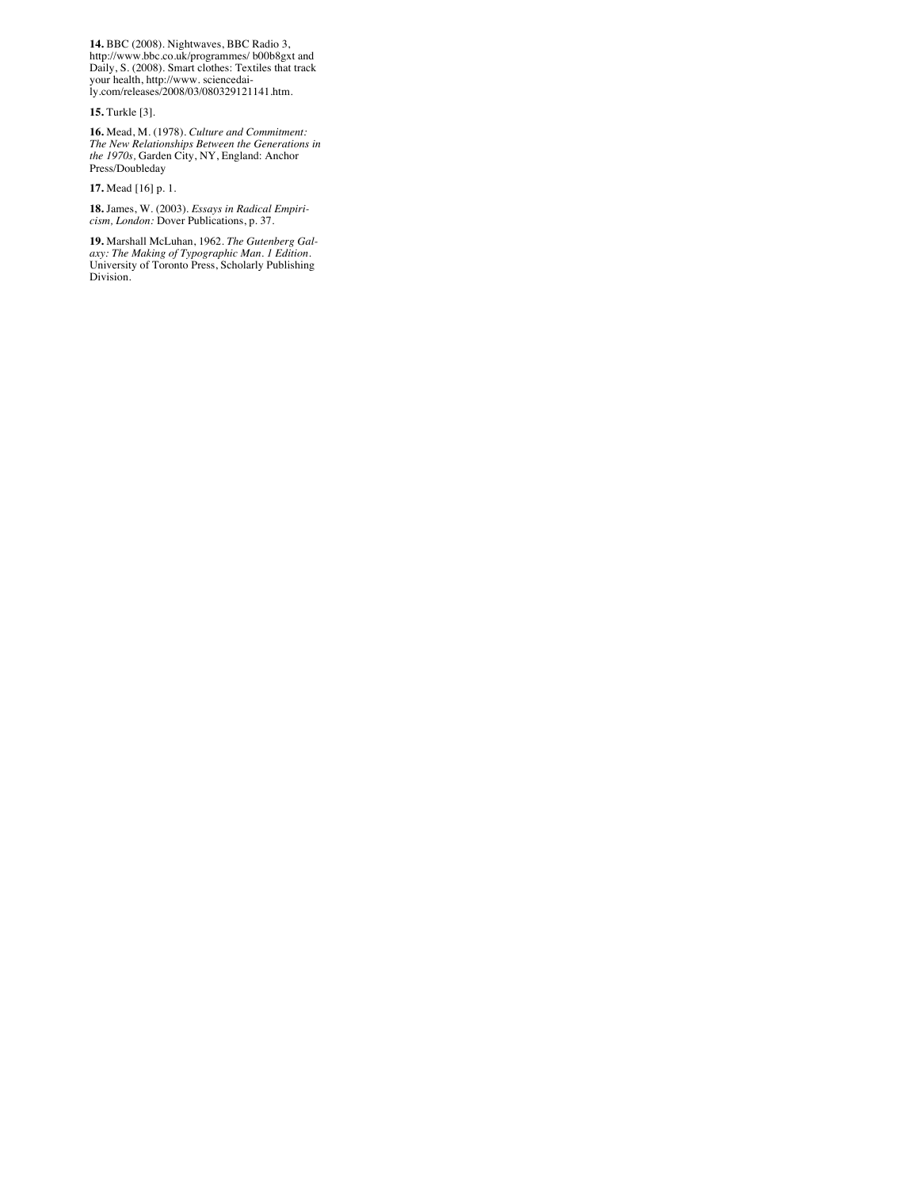**14.** BBC (2008). Nightwaves, BBC Radio 3, http://www.bbc.co.uk/programmes/ b00b8gxt and Daily, S. (2008). Smart clothes: Textiles that track your health, http://www. sciencedaily.com/releases/2008/03/080329121141.htm.

**15.** Turkle [3].

**16.** Mead, M. (1978). *Culture and Commitment: The New Relationships Between the Generations in the 1970s,* Garden City, NY, England: Anchor Press/Doubleday

**17.** Mead [16] p. 1.

**18.** James, W. (2003). *Essays in Radical Empiricism, London:* Dover Publications, p. 37.

**19.** Marshall McLuhan, 1962. *The Gutenberg Galaxy: The Making of Typographic Man. 1 Edition.* University of Toronto Press, Scholarly Publishing Division.